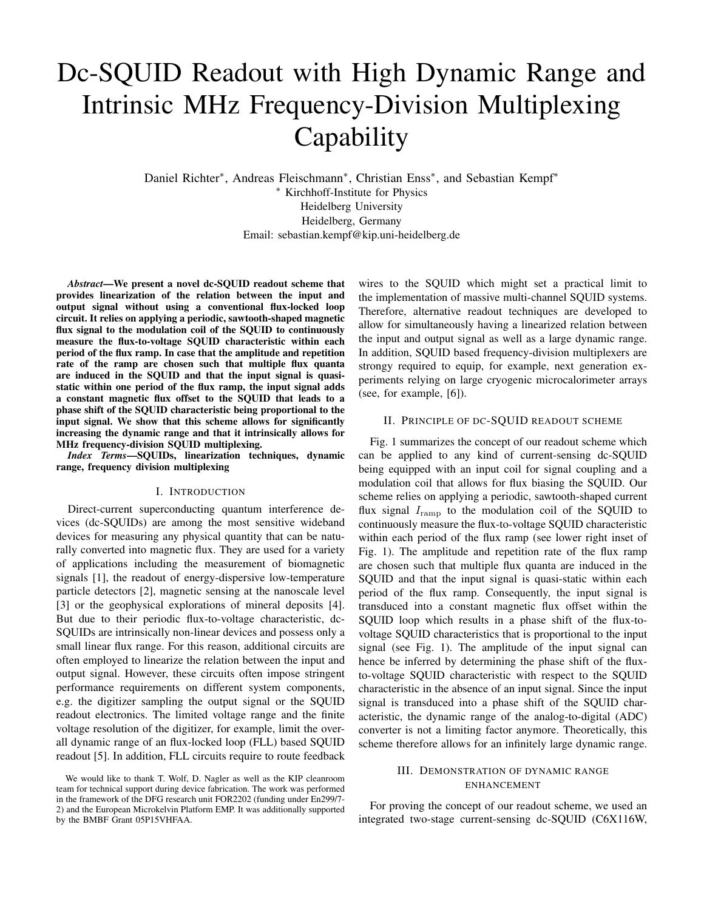# Dc-SQUID Readout with High Dynamic Range and Intrinsic MHz Frequency-Division Multiplexing Capability

Daniel Richter*, Andreas Fleischmann*, Christian Enss*, and Sebastian Kempf*

* Kirchhoff-Institute for Physics
Heidelberg University
Heidelberg, Germany
Email: sebastian.kempf@kip.uni-heidelberg.de

***Abstract*—We present a novel dc-SQUID readout scheme that provides linearization of the relation between the input and output signal without using a conventional flux-locked loop circuit. It relies on applying a periodic, sawtooth-shaped magnetic flux signal to the modulation coil of the SQUID to continuously measure the flux-to-voltage SQUID characteristic within each period of the flux ramp. In case that the amplitude and repetition rate of the ramp are chosen such that multiple flux quanta are induced in the SQUID and that the input signal is quasi-static within one period of the flux ramp, the input signal adds a constant magnetic flux offset to the SQUID that leads to a phase shift of the SQUID characteristic being proportional to the input signal. We show that this scheme allows for significantly increasing the dynamic range and that it intrinsically allows for MHz frequency-division SQUID multiplexing.**

***Index Terms*—SQUIDs, linearization techniques, dynamic range, frequency division multiplexing**

## I. Introduction

Direct-current superconducting quantum interference devices (dc-SQUIDs) are among the most sensitive wideband devices for measuring any physical quantity that can be naturally converted into magnetic flux. They are used for a variety of applications including the measurement of biomagnetic signals [1], the readout of energy-dispersive low-temperature particle detectors [2], magnetic sensing at the nanoscale level [3] or the geophysical explorations of mineral deposits [4]. But due to their periodic flux-to-voltage characteristic, dc-SQUIDs are intrinsically non-linear devices and possess only a small linear flux range. For this reason, additional circuits are often employed to linearize the relation between the input and output signal. However, these circuits often impose stringent performance requirements on different system components, e.g. the digitizer sampling the output signal or the SQUID readout electronics. The limited voltage range and the finite voltage resolution of the digitizer, for example, limit the overall dynamic range of an flux-locked loop (FLL) based SQUID readout [5]. In addition, FLL circuits require to route feedback wires to the SQUID which might set a practical limit to the implementation of massive multi-channel SQUID systems. Therefore, alternative readout techniques are developed to allow for simultaneously having a linearized relation between the input and output signal as well as a large dynamic range. In addition, SQUID based frequency-division multiplexers are strongy required to equip, for example, next generation experiments relying on large cryogenic microcalorimeter arrays (see, for example, [6]).

We would like to thank T. Wolf, D. Nagler as well as the KIP cleanroom team for technical support during device fabrication. The work was performed in the framework of the DFG research unit FOR2202 (funding under En299/7-2) and the European Microkelvin Platform EMP. It was additionally supported by the BMBF Grant 05P15VHFAA.

## II. Principle of dc-SQUID readout scheme

Fig. 1 summarizes the concept of our readout scheme which can be applied to any kind of current-sensing dc-SQUID being equipped with an input coil for signal coupling and a modulation coil that allows for flux biasing the SQUID. Our scheme relies on applying a periodic, sawtooth-shaped current flux signal $I_{\mathrm{ramp}}$ to the modulation coil of the SQUID to continuously measure the flux-to-voltage SQUID characteristic within each period of the flux ramp (see lower right inset of Fig. 1). The amplitude and repetition rate of the flux ramp are chosen such that multiple flux quanta are induced in the SQUID and that the input signal is quasi-static within each period of the flux ramp. Consequently, the input signal is transduced into a constant magnetic flux offset within the SQUID loop which results in a phase shift of the flux-to-voltage SQUID characteristics that is proportional to the input signal (see Fig. 1). The amplitude of the input signal can hence be inferred by determining the phase shift of the flux-to-voltage SQUID characteristic with respect to the SQUID characteristic in the absence of an input signal. Since the input signal is transduced into a phase shift of the SQUID characteristic, the dynamic range of the analog-to-digital (ADC) converter is not a limiting factor anymore. Theoretically, this scheme therefore allows for an infinitely large dynamic range.

## III. Demonstration of dynamic range enhancement

For proving the concept of our readout scheme, we used an integrated two-stage current-sensing dc-SQUID (C6X116W,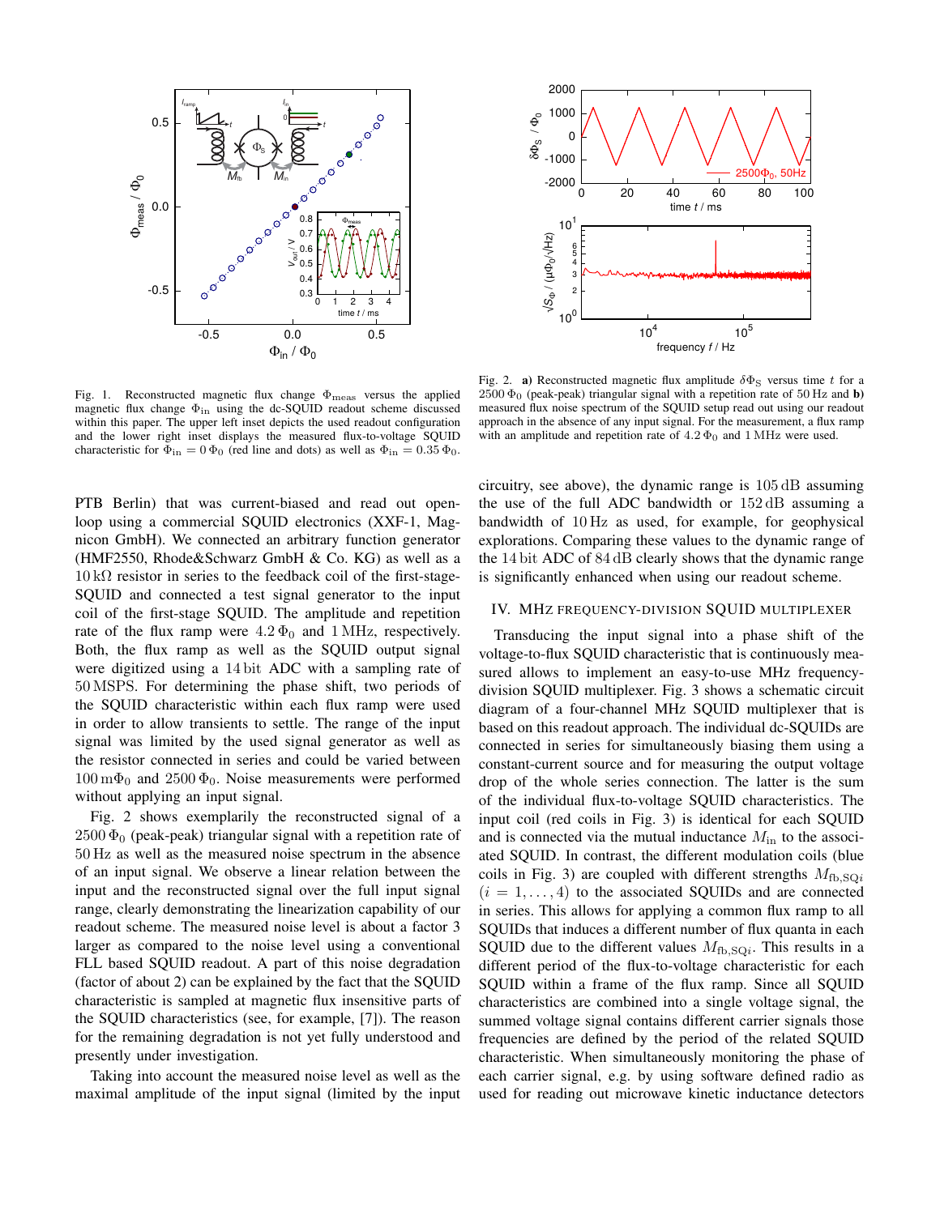Fig. 1. Reconstructed magnetic flux change $\Phi_{\rm meas}$ versus the applied magnetic flux change $\Phi_{\rm in}$ using the dc-SQUID readout scheme discussed within this paper. The upper left inset depicts the used readout configuration and the lower right inset displays the measured flux-to-voltage SQUID characteristic for $\Phi_{\rm in} = 0\,\Phi_0$ (red line and dots) as well as $\Phi_{\rm in} = 0.35\,\Phi_0$.

Fig. 2. **a)** Reconstructed magnetic flux amplitude $\delta\Phi_{\rm S}$ versus time $t$ for a $2500\,\Phi_0$ (peak-peak) triangular signal with a repetition rate of $50\,$Hz and **b)** measured flux noise spectrum of the SQUID setup read out using our readout approach in the absence of any input signal. For the measurement, a flux ramp with an amplitude and repetition rate of $4.2\,\Phi_0$ and $1\,$MHz were used.

PTB Berlin) that was current-biased and read out open-loop using a commercial SQUID electronics (XXF-1, Magnicon GmbH). We connected an arbitrary function generator (HMF2550, Rhode&Schwarz GmbH & Co. KG) as well as a $10\,\mathrm{k}\Omega$ resistor in series to the feedback coil of the first-stage-SQUID and connected a test signal generator to the input coil of the first-stage SQUID. The amplitude and repetition rate of the flux ramp were $4.2\,\Phi_0$ and $1\,$MHz, respectively. Both, the flux ramp as well as the SQUID output signal were digitized using a $14\,$bit ADC with a sampling rate of $50\,$MSPS. For determining the phase shift, two periods of the SQUID characteristic within each flux ramp were used in order to allow transients to settle. The range of the input signal was limited by the used signal generator as well as the resistor connected in series and could be varied between $100\,\mathrm{m}\Phi_0$ and $2500\,\Phi_0$. Noise measurements were performed without applying an input signal.

Fig. 2 shows exemplarily the reconstructed signal of a $2500\,\Phi_0$ (peak-peak) triangular signal with a repetition rate of $50\,$Hz as well as the measured noise spectrum in the absence of an input signal. We observe a linear relation between the input and the reconstructed signal over the full input signal range, clearly demonstrating the linearization capability of our readout scheme. The measured noise level is about a factor 3 larger as compared to the noise level using a conventional FLL based SQUID readout. A part of this noise degradation (factor of about 2) can be explained by the fact that the SQUID characteristic is sampled at magnetic flux insensitive parts of the SQUID characteristics (see, for example, [7]). The reason for the remaining degradation is not yet fully understood and presently under investigation.

Taking into account the measured noise level as well as the maximal amplitude of the input signal (limited by the input circuitry, see above), the dynamic range is $105\,$dB assuming the use of the full ADC bandwidth or $152\,$dB assuming a bandwidth of $10\,$Hz as used, for example, for geophysical explorations. Comparing these values to the dynamic range of the $14\,$bit ADC of $84\,$dB clearly shows that the dynamic range is significantly enhanced when using our readout scheme.

## IV. MHz Frequency-Division SQUID Multiplexer

Transducing the input signal into a phase shift of the voltage-to-flux SQUID characteristic that is continuously measured allows to implement an easy-to-use MHz frequency-division SQUID multiplexer. Fig. 3 shows a schematic circuit diagram of a four-channel MHz SQUID multiplexer that is based on this readout approach. The individual dc-SQUIDs are connected in series for simultaneously biasing them using a constant-current source and for measuring the output voltage drop of the whole series connection. The latter is the sum of the individual flux-to-voltage SQUID characteristics. The input coil (red coils in Fig. 3) is identical for each SQUID and is connected via the mutual inductance $M_{\rm in}$ to the associated SQUID. In contrast, the different modulation coils (blue coils in Fig. 3) are coupled with different strengths $M_{{\rm fb,SQ}i}$ ($i = 1, \ldots, 4$) to the associated SQUIDs and are connected in series. This allows for applying a common flux ramp to all SQUIDs that induces a different number of flux quanta in each SQUID due to the different values $M_{{\rm fb,SQ}i}$. This results in a different period of the flux-to-voltage characteristic for each SQUID within a frame of the flux ramp. Since all SQUID characteristics are combined into a single voltage signal, the summed voltage signal contains different carrier signals those frequencies are defined by the period of the related SQUID characteristic. When simultaneously monitoring the phase of each carrier signal, e.g. by using software defined radio as used for reading out microwave kinetic inductance detectors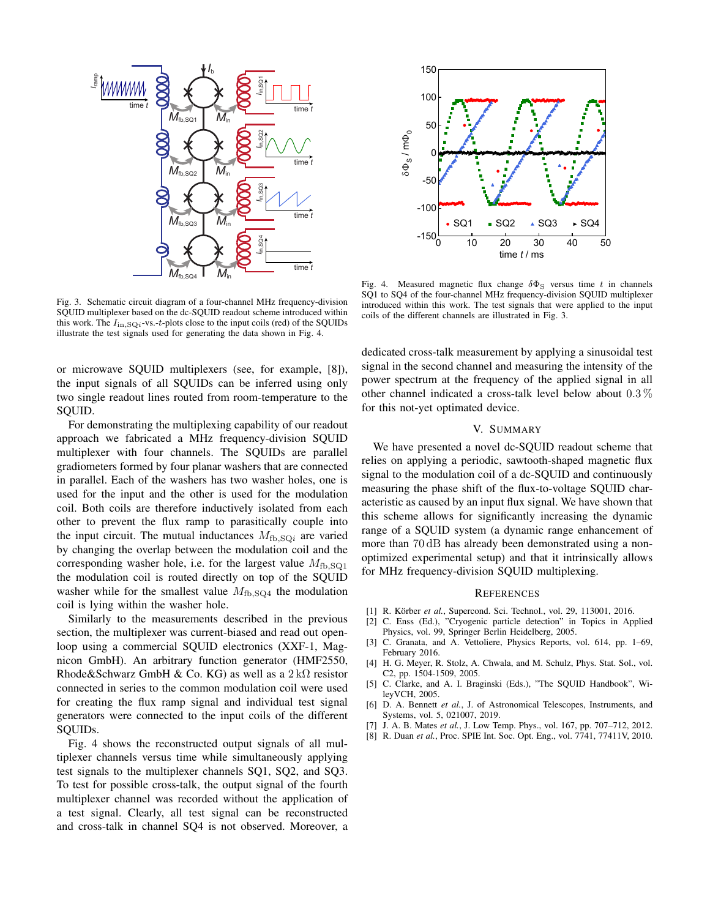$I_{ramp}$

time $t$

$I_b$

$I_{in,SQ1}$

time $t$

$M_{fb,SQ1}$

$M_{in}$

$I_{in,SQ2}$

time $t$

$M_{fb,SQ2}$

$M_{in}$

$I_{in,SQ3}$

time $t$

$M_{fb,SQ3}$

$M_{in}$

$I_{in,SQ4}$

time $t$

$M_{fb,SQ4}$

$M_{in}$

Fig. 3. Schematic circuit diagram of a four-channel MHz frequency-division SQUID multiplexer based on the dc-SQUID readout scheme introduced within this work. The $I_{\mathrm{in,SQ}i}$-vs.-$t$-plots close to the input coils (red) of the SQUIDs illustrate the test signals used for generating the data shown in Fig. 4.

150

100

50

0

-50

-100

-150

$\delta\Phi_S$ / m$\Phi_0$

0 10 20 30 40 50

time $t$ / ms

SQ1 SQ2 SQ3 SQ4

Fig. 4. Measured magnetic flux change $\delta\Phi_{\mathrm{S}}$ versus time $t$ in channels SQ1 to SQ4 of the four-channel MHz frequency-division SQUID multiplexer introduced within this work. The test signals that were applied to the input coils of the different channels are illustrated in Fig. 3.

or microwave SQUID multiplexers (see, for example, [8]), the input signals of all SQUIDs can be inferred using only two single readout lines routed from room-temperature to the SQUID.

For demonstrating the multiplexing capability of our readout approach we fabricated a MHz frequency-division SQUID multiplexer with four channels. The SQUIDs are parallel gradiometers formed by four planar washers that are connected in parallel. Each of the washers has two washer holes, one is used for the input and the other is used for the modulation coil. Both coils are therefore inductively isolated from each other to prevent the flux ramp to parasitically couple into the input circuit. The mutual inductances $M_{\mathrm{fb,SQ}i}$ are varied by changing the overlap between the modulation coil and the corresponding washer hole, i.e. for the largest value $M_{\mathrm{fb,SQ1}}$ the modulation coil is routed directly on top of the SQUID washer while for the smallest value $M_{\mathrm{fb,SQ4}}$ the modulation coil is lying within the washer hole.

Similarly to the measurements described in the previous section, the multiplexer was current-biased and read out open-loop using a commercial SQUID electronics (XXF-1, Magnicon GmbH). An arbitrary function generator (HMF2550, Rhode&Schwarz GmbH & Co. KG) as well as a $2\,\mathrm{k}\Omega$ resistor connected in series to the common modulation coil were used for creating the flux ramp signal and individual test signal generators were connected to the input coils of the different SQUIDs.

Fig. 4 shows the reconstructed output signals of all multiplexer channels versus time while simultaneously applying test signals to the multiplexer channels SQ1, SQ2, and SQ3. To test for possible cross-talk, the output signal of the fourth multiplexer channel was recorded without the application of a test signal. Clearly, all test signal can be reconstructed and cross-talk in channel SQ4 is not observed. Moreover, a dedicated cross-talk measurement by applying a sinusoidal test signal in the second channel and measuring the intensity of the power spectrum at the frequency of the applied signal in all other channel indicated a cross-talk level below about $0.3\,\%$ for this not-yet optimated device.

## V. Summary

We have presented a novel dc-SQUID readout scheme that relies on applying a periodic, sawtooth-shaped magnetic flux signal to the modulation coil of a dc-SQUID and continuously measuring the phase shift of the flux-to-voltage SQUID characteristic as caused by an input flux signal. We have shown that this scheme allows for significantly increasing the dynamic range of a SQUID system (a dynamic range enhancement of more than $70\,\mathrm{dB}$ has already been demonstrated using a non-optimized experimental setup) and that it intrinsically allows for MHz frequency-division SQUID multiplexing.

## References

[1] R. Körber *et al.*, Supercond. Sci. Technol., vol. 29, 113001, 2016.
[2] C. Enss (Ed.), "Cryogenic particle detection" in Topics in Applied Physics, vol. 99, Springer Berlin Heidelberg, 2005.
[3] C. Granata, and A. Vettoliere, Physics Reports, vol. 614, pp. 1–69, February 2016.
[4] H. G. Meyer, R. Stolz, A. Chwala, and M. Schulz, Phys. Stat. Sol., vol. C2, pp. 1504-1509, 2005.
[5] C. Clarke, and A. I. Braginski (Eds.), "The SQUID Handbook", WileyVCH, 2005.
[6] D. A. Bennett *et al.*, J. of Astronomical Telescopes, Instruments, and Systems, vol. 5, 021007, 2019.
[7] J. A. B. Mates *et al.*, J. Low Temp. Phys., vol. 167, pp. 707–712, 2012.
[8] R. Duan *et al.*, Proc. SPIE Int. Soc. Opt. Eng., vol. 7741, 77411V, 2010.